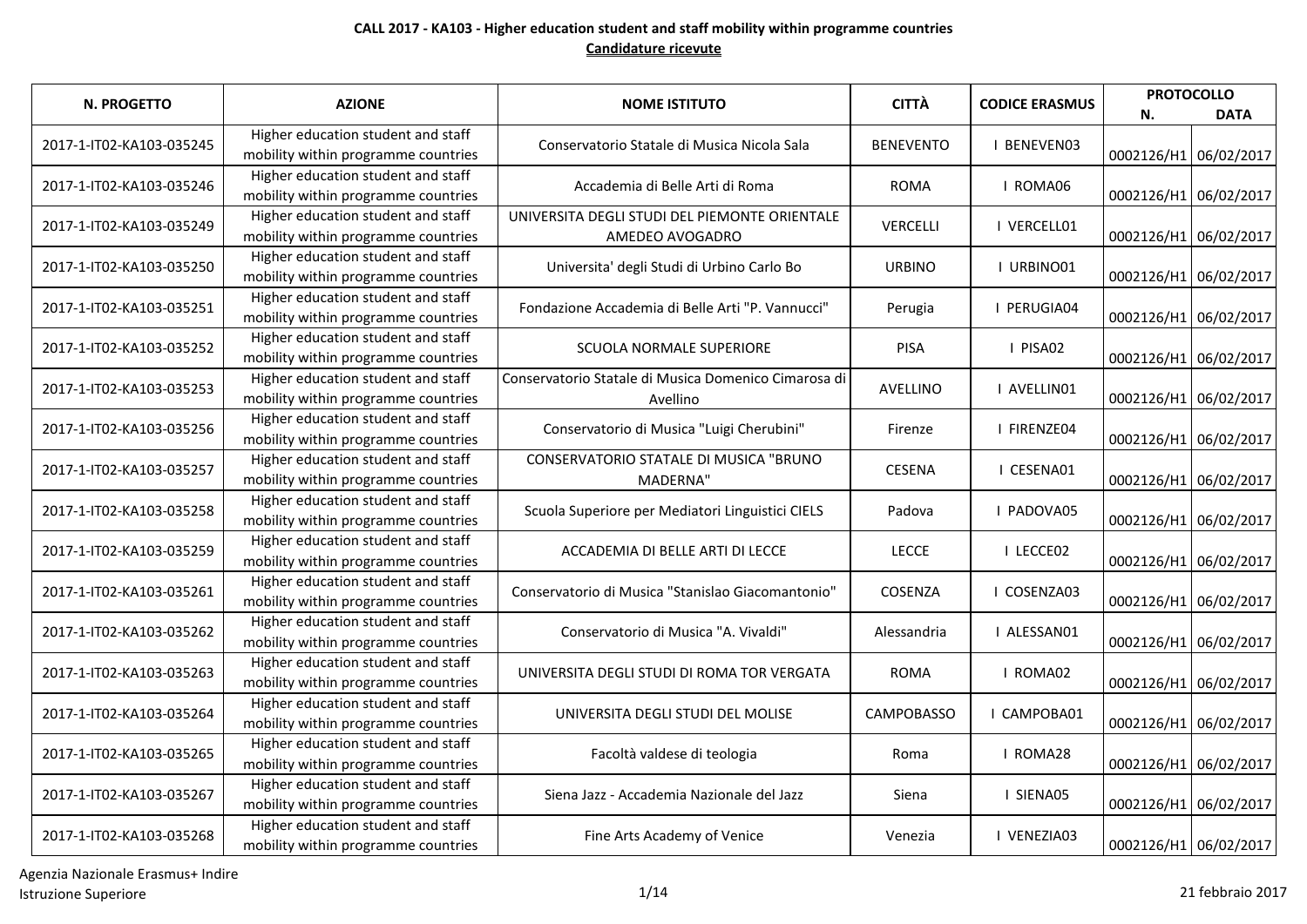**CALL 2017 - KA103 - Higher education student and staff mobility within programme countries**

**Candidature ricevute**

| N. PROGETTO | AZIONE | NOME ISTITUTO | CITTÀ | CODICE ERASMUS | PROTOCOLLO | |
|---|---|---|---|---|---|---|
| | | | | | N. | DATA |
| 2017-1-IT02-KA103-035245 | Higher education student and staff mobility within programme countries | Conservatorio Statale di Musica Nicola Sala | BENEVENTO | I BENEVEN03 | 0002126/H1 | 06/02/2017 |
| 2017-1-IT02-KA103-035246 | Higher education student and staff mobility within programme countries | Accademia di Belle Arti di Roma | ROMA | I ROMA06 | 0002126/H1 | 06/02/2017 |
| 2017-1-IT02-KA103-035249 | Higher education student and staff mobility within programme countries | UNIVERSITA DEGLI STUDI DEL PIEMONTE ORIENTALE AMEDEO AVOGADRO | VERCELLI | I VERCELL01 | 0002126/H1 | 06/02/2017 |
| 2017-1-IT02-KA103-035250 | Higher education student and staff mobility within programme countries | Universita' degli Studi di Urbino Carlo Bo | URBINO | I URBINO01 | 0002126/H1 | 06/02/2017 |
| 2017-1-IT02-KA103-035251 | Higher education student and staff mobility within programme countries | Fondazione Accademia di Belle Arti "P. Vannucci" | Perugia | I PERUGIA04 | 0002126/H1 | 06/02/2017 |
| 2017-1-IT02-KA103-035252 | Higher education student and staff mobility within programme countries | SCUOLA NORMALE SUPERIORE | PISA | I PISA02 | 0002126/H1 | 06/02/2017 |
| 2017-1-IT02-KA103-035253 | Higher education student and staff mobility within programme countries | Conservatorio Statale di Musica Domenico Cimarosa di Avellino | AVELLINO | I AVELLIN01 | 0002126/H1 | 06/02/2017 |
| 2017-1-IT02-KA103-035256 | Higher education student and staff mobility within programme countries | Conservatorio di Musica "Luigi Cherubini" | Firenze | I FIRENZE04 | 0002126/H1 | 06/02/2017 |
| 2017-1-IT02-KA103-035257 | Higher education student and staff mobility within programme countries | CONSERVATORIO STATALE DI MUSICA "BRUNO MADERNA" | CESENA | I CESENA01 | 0002126/H1 | 06/02/2017 |
| 2017-1-IT02-KA103-035258 | Higher education student and staff mobility within programme countries | Scuola Superiore per Mediatori Linguistici CIELS | Padova | I PADOVA05 | 0002126/H1 | 06/02/2017 |
| 2017-1-IT02-KA103-035259 | Higher education student and staff mobility within programme countries | ACCADEMIA DI BELLE ARTI DI LECCE | LECCE | I LECCE02 | 0002126/H1 | 06/02/2017 |
| 2017-1-IT02-KA103-035261 | Higher education student and staff mobility within programme countries | Conservatorio di Musica "Stanislao Giacomantonio" | COSENZA | I COSENZA03 | 0002126/H1 | 06/02/2017 |
| 2017-1-IT02-KA103-035262 | Higher education student and staff mobility within programme countries | Conservatorio di Musica "A. Vivaldi" | Alessandria | I ALESSAN01 | 0002126/H1 | 06/02/2017 |
| 2017-1-IT02-KA103-035263 | Higher education student and staff mobility within programme countries | UNIVERSITA DEGLI STUDI DI ROMA TOR VERGATA | ROMA | I ROMA02 | 0002126/H1 | 06/02/2017 |
| 2017-1-IT02-KA103-035264 | Higher education student and staff mobility within programme countries | UNIVERSITA DEGLI STUDI DEL MOLISE | CAMPOBASSO | I CAMPOBA01 | 0002126/H1 | 06/02/2017 |
| 2017-1-IT02-KA103-035265 | Higher education student and staff mobility within programme countries | Facoltà valdese di teologia | Roma | I ROMA28 | 0002126/H1 | 06/02/2017 |
| 2017-1-IT02-KA103-035267 | Higher education student and staff mobility within programme countries | Siena Jazz - Accademia Nazionale del Jazz | Siena | I SIENA05 | 0002126/H1 | 06/02/2017 |
| 2017-1-IT02-KA103-035268 | Higher education student and staff mobility within programme countries | Fine Arts Academy of Venice | Venezia | I VENEZIA03 | 0002126/H1 | 06/02/2017 |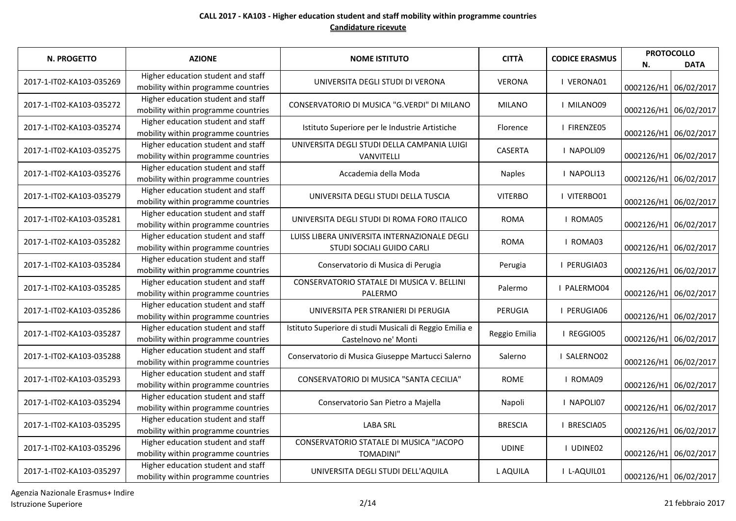**CALL 2017 - KA103 - Higher education student and staff mobility within programme countries**

**Candidature ricevute**

| N. PROGETTO | AZIONE | NOME ISTITUTO | CITTÀ | CODICE ERASMUS | PROTOCOLLO | |
|---|---|---|---|---|---|---|
| | | | | | N. | DATA |
| 2017-1-IT02-KA103-035269 | Higher education student and staff mobility within programme countries | UNIVERSITA DEGLI STUDI DI VERONA | VERONA | I VERONA01 | 0002126/H1 | 06/02/2017 |
| 2017-1-IT02-KA103-035272 | Higher education student and staff mobility within programme countries | CONSERVATORIO DI MUSICA "G.VERDI" DI MILANO | MILANO | I MILANO09 | 0002126/H1 | 06/02/2017 |
| 2017-1-IT02-KA103-035274 | Higher education student and staff mobility within programme countries | Istituto Superiore per le Industrie Artistiche | Florence | I FIRENZE05 | 0002126/H1 | 06/02/2017 |
| 2017-1-IT02-KA103-035275 | Higher education student and staff mobility within programme countries | UNIVERSITA DEGLI STUDI DELLA CAMPANIA LUIGI VANVITELLI | CASERTA | I NAPOLI09 | 0002126/H1 | 06/02/2017 |
| 2017-1-IT02-KA103-035276 | Higher education student and staff mobility within programme countries | Accademia della Moda | Naples | I NAPOLI13 | 0002126/H1 | 06/02/2017 |
| 2017-1-IT02-KA103-035279 | Higher education student and staff mobility within programme countries | UNIVERSITA DEGLI STUDI DELLA TUSCIA | VITERBO | I VITERBO01 | 0002126/H1 | 06/02/2017 |
| 2017-1-IT02-KA103-035281 | Higher education student and staff mobility within programme countries | UNIVERSITA DEGLI STUDI DI ROMA FORO ITALICO | ROMA | I ROMA05 | 0002126/H1 | 06/02/2017 |
| 2017-1-IT02-KA103-035282 | Higher education student and staff mobility within programme countries | LUISS LIBERA UNIVERSITA INTERNAZIONALE DEGLI STUDI SOCIALI GUIDO CARLI | ROMA | I ROMA03 | 0002126/H1 | 06/02/2017 |
| 2017-1-IT02-KA103-035284 | Higher education student and staff mobility within programme countries | Conservatorio di Musica di Perugia | Perugia | I PERUGIA03 | 0002126/H1 | 06/02/2017 |
| 2017-1-IT02-KA103-035285 | Higher education student and staff mobility within programme countries | CONSERVATORIO STATALE DI MUSICA V. BELLINI PALERMO | Palermo | I PALERMO04 | 0002126/H1 | 06/02/2017 |
| 2017-1-IT02-KA103-035286 | Higher education student and staff mobility within programme countries | UNIVERSITA PER STRANIERI DI PERUGIA | PERUGIA | I PERUGIA06 | 0002126/H1 | 06/02/2017 |
| 2017-1-IT02-KA103-035287 | Higher education student and staff mobility within programme countries | Istituto Superiore di studi Musicali di Reggio Emilia e Castelnovo ne' Monti | Reggio Emilia | I REGGIO05 | 0002126/H1 | 06/02/2017 |
| 2017-1-IT02-KA103-035288 | Higher education student and staff mobility within programme countries | Conservatorio di Musica Giuseppe Martucci Salerno | Salerno | I SALERNO02 | 0002126/H1 | 06/02/2017 |
| 2017-1-IT02-KA103-035293 | Higher education student and staff mobility within programme countries | CONSERVATORIO DI MUSICA "SANTA CECILIA" | ROME | I ROMA09 | 0002126/H1 | 06/02/2017 |
| 2017-1-IT02-KA103-035294 | Higher education student and staff mobility within programme countries | Conservatorio San Pietro a Majella | Napoli | I NAPOLI07 | 0002126/H1 | 06/02/2017 |
| 2017-1-IT02-KA103-035295 | Higher education student and staff mobility within programme countries | LABA SRL | BRESCIA | I BRESCIA05 | 0002126/H1 | 06/02/2017 |
| 2017-1-IT02-KA103-035296 | Higher education student and staff mobility within programme countries | CONSERVATORIO STATALE DI MUSICA "JACOPO TOMADINI" | UDINE | I UDINE02 | 0002126/H1 | 06/02/2017 |
| 2017-1-IT02-KA103-035297 | Higher education student and staff mobility within programme countries | UNIVERSITA DEGLI STUDI DELL'AQUILA | L AQUILA | I L-AQUIL01 | 0002126/H1 | 06/02/2017 |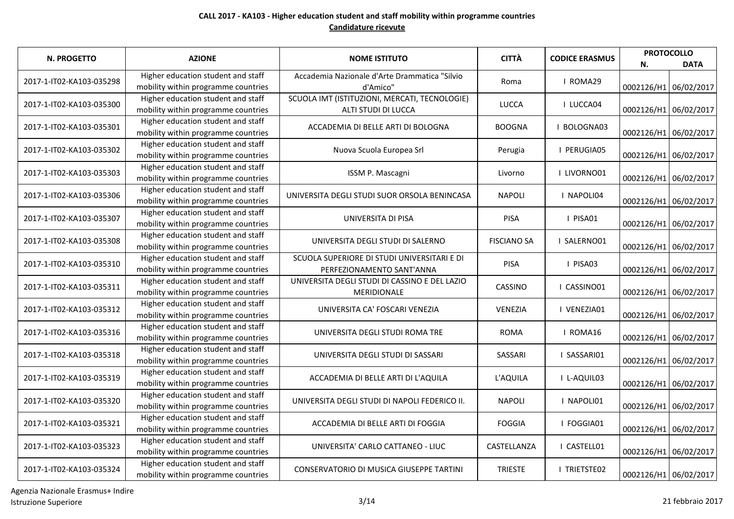**CALL 2017 - KA103 - Higher education student and staff mobility within programme countries**

**Candidature ricevute**

| N. PROGETTO | AZIONE | NOME ISTITUTO | CITTÀ | CODICE ERASMUS | PROTOCOLLO | |
|---|---|---|---|---|---|---|
| | | | | | N. | DATA |
| 2017-1-IT02-KA103-035298 | Higher education student and staff mobility within programme countries | Accademia Nazionale d'Arte Drammatica "Silvio d'Amico" | Roma | I ROMA29 | 0002126/H1 | 06/02/2017 |
| 2017-1-IT02-KA103-035300 | Higher education student and staff mobility within programme countries | SCUOLA IMT (ISTITUZIONI, MERCATI, TECNOLOGIE) ALTI STUDI DI LUCCA | LUCCA | I LUCCA04 | 0002126/H1 | 06/02/2017 |
| 2017-1-IT02-KA103-035301 | Higher education student and staff mobility within programme countries | ACCADEMIA DI BELLE ARTI DI BOLOGNA | BOOGNA | I BOLOGNA03 | 0002126/H1 | 06/02/2017 |
| 2017-1-IT02-KA103-035302 | Higher education student and staff mobility within programme countries | Nuova Scuola Europea Srl | Perugia | I PERUGIA05 | 0002126/H1 | 06/02/2017 |
| 2017-1-IT02-KA103-035303 | Higher education student and staff mobility within programme countries | ISSM P. Mascagni | Livorno | I LIVORNO01 | 0002126/H1 | 06/02/2017 |
| 2017-1-IT02-KA103-035306 | Higher education student and staff mobility within programme countries | UNIVERSITA DEGLI STUDI SUOR ORSOLA BENINCASA | NAPOLI | I NAPOLI04 | 0002126/H1 | 06/02/2017 |
| 2017-1-IT02-KA103-035307 | Higher education student and staff mobility within programme countries | UNIVERSITA DI PISA | PISA | I PISA01 | 0002126/H1 | 06/02/2017 |
| 2017-1-IT02-KA103-035308 | Higher education student and staff mobility within programme countries | UNIVERSITA DEGLI STUDI DI SALERNO | FISCIANO SA | I SALERNO01 | 0002126/H1 | 06/02/2017 |
| 2017-1-IT02-KA103-035310 | Higher education student and staff mobility within programme countries | SCUOLA SUPERIORE DI STUDI UNIVERSITARI E DI PERFEZIONAMENTO SANT'ANNA | PISA | I PISA03 | 0002126/H1 | 06/02/2017 |
| 2017-1-IT02-KA103-035311 | Higher education student and staff mobility within programme countries | UNIVERSITA DEGLI STUDI DI CASSINO E DEL LAZIO MERIDIONALE | CASSINO | I CASSINO01 | 0002126/H1 | 06/02/2017 |
| 2017-1-IT02-KA103-035312 | Higher education student and staff mobility within programme countries | UNIVERSITA CA' FOSCARI VENEZIA | VENEZIA | I VENEZIA01 | 0002126/H1 | 06/02/2017 |
| 2017-1-IT02-KA103-035316 | Higher education student and staff mobility within programme countries | UNIVERSITA DEGLI STUDI ROMA TRE | ROMA | I ROMA16 | 0002126/H1 | 06/02/2017 |
| 2017-1-IT02-KA103-035318 | Higher education student and staff mobility within programme countries | UNIVERSITA DEGLI STUDI DI SASSARI | SASSARI | I SASSARI01 | 0002126/H1 | 06/02/2017 |
| 2017-1-IT02-KA103-035319 | Higher education student and staff mobility within programme countries | ACCADEMIA DI BELLE ARTI DI L'AQUILA | L'AQUILA | I L-AQUIL03 | 0002126/H1 | 06/02/2017 |
| 2017-1-IT02-KA103-035320 | Higher education student and staff mobility within programme countries | UNIVERSITA DEGLI STUDI DI NAPOLI FEDERICO II. | NAPOLI | I NAPOLI01 | 0002126/H1 | 06/02/2017 |
| 2017-1-IT02-KA103-035321 | Higher education student and staff mobility within programme countries | ACCADEMIA DI BELLE ARTI DI FOGGIA | FOGGIA | I FOGGIA01 | 0002126/H1 | 06/02/2017 |
| 2017-1-IT02-KA103-035323 | Higher education student and staff mobility within programme countries | UNIVERSITA' CARLO CATTANEO - LIUC | CASTELLANZA | I CASTELL01 | 0002126/H1 | 06/02/2017 |
| 2017-1-IT02-KA103-035324 | Higher education student and staff mobility within programme countries | CONSERVATORIO DI MUSICA GIUSEPPE TARTINI | TRIESTE | I TRIETSTE02 | 0002126/H1 | 06/02/2017 |

Agenzia Nazionale Erasmus+ Indire
Istruzione Superiore

21 febbraio 2017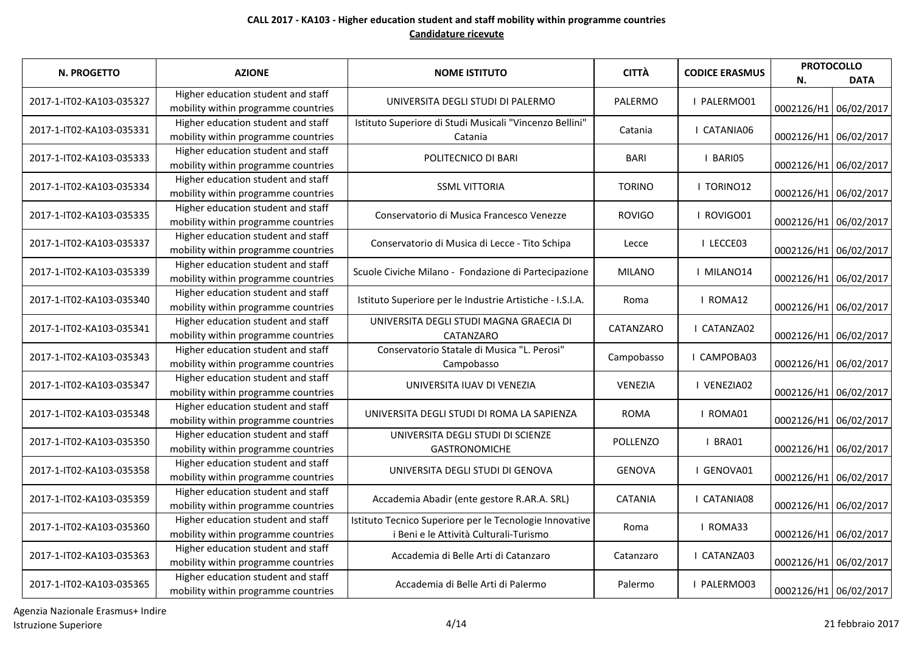**CALL 2017 - KA103 - Higher education student and staff mobility within programme countries**

**Candidature ricevute**

| N. PROGETTO | AZIONE | NOME ISTITUTO | CITTÀ | CODICE ERASMUS | PROTOCOLLO | |
|---|---|---|---|---|---|---|
| | | | | | N. | DATA |
| 2017-1-IT02-KA103-035327 | Higher education student and staff mobility within programme countries | UNIVERSITA DEGLI STUDI DI PALERMO | PALERMO | I PALERMO01 | 0002126/H1 | 06/02/2017 |
| 2017-1-IT02-KA103-035331 | Higher education student and staff mobility within programme countries | Istituto Superiore di Studi Musicali "Vincenzo Bellini" Catania | Catania | I CATANIA06 | 0002126/H1 | 06/02/2017 |
| 2017-1-IT02-KA103-035333 | Higher education student and staff mobility within programme countries | POLITECNICO DI BARI | BARI | I BARI05 | 0002126/H1 | 06/02/2017 |
| 2017-1-IT02-KA103-035334 | Higher education student and staff mobility within programme countries | SSML VITTORIA | TORINO | I TORINO12 | 0002126/H1 | 06/02/2017 |
| 2017-1-IT02-KA103-035335 | Higher education student and staff mobility within programme countries | Conservatorio di Musica Francesco Venezze | ROVIGO | I ROVIGO01 | 0002126/H1 | 06/02/2017 |
| 2017-1-IT02-KA103-035337 | Higher education student and staff mobility within programme countries | Conservatorio di Musica di Lecce - Tito Schipa | Lecce | I LECCE03 | 0002126/H1 | 06/02/2017 |
| 2017-1-IT02-KA103-035339 | Higher education student and staff mobility within programme countries | Scuole Civiche Milano - Fondazione di Partecipazione | MILANO | I MILANO14 | 0002126/H1 | 06/02/2017 |
| 2017-1-IT02-KA103-035340 | Higher education student and staff mobility within programme countries | Istituto Superiore per le Industrie Artistiche - I.S.I.A. | Roma | I ROMA12 | 0002126/H1 | 06/02/2017 |
| 2017-1-IT02-KA103-035341 | Higher education student and staff mobility within programme countries | UNIVERSITA DEGLI STUDI MAGNA GRAECIA DI CATANZARO | CATANZARO | I CATANZA02 | 0002126/H1 | 06/02/2017 |
| 2017-1-IT02-KA103-035343 | Higher education student and staff mobility within programme countries | Conservatorio Statale di Musica "L. Perosi" Campobasso | Campobasso | I CAMPOBA03 | 0002126/H1 | 06/02/2017 |
| 2017-1-IT02-KA103-035347 | Higher education student and staff mobility within programme countries | UNIVERSITA IUAV DI VENEZIA | VENEZIA | I VENEZIA02 | 0002126/H1 | 06/02/2017 |
| 2017-1-IT02-KA103-035348 | Higher education student and staff mobility within programme countries | UNIVERSITA DEGLI STUDI DI ROMA LA SAPIENZA | ROMA | I ROMA01 | 0002126/H1 | 06/02/2017 |
| 2017-1-IT02-KA103-035350 | Higher education student and staff mobility within programme countries | UNIVERSITA DEGLI STUDI DI SCIENZE GASTRONOMICHE | POLLENZO | I BRA01 | 0002126/H1 | 06/02/2017 |
| 2017-1-IT02-KA103-035358 | Higher education student and staff mobility within programme countries | UNIVERSITA DEGLI STUDI DI GENOVA | GENOVA | I GENOVA01 | 0002126/H1 | 06/02/2017 |
| 2017-1-IT02-KA103-035359 | Higher education student and staff mobility within programme countries | Accademia Abadir (ente gestore R.AR.A. SRL) | CATANIA | I CATANIA08 | 0002126/H1 | 06/02/2017 |
| 2017-1-IT02-KA103-035360 | Higher education student and staff mobility within programme countries | Istituto Tecnico Superiore per le Tecnologie Innovative i Beni e le Attività Culturali-Turismo | Roma | I ROMA33 | 0002126/H1 | 06/02/2017 |
| 2017-1-IT02-KA103-035363 | Higher education student and staff mobility within programme countries | Accademia di Belle Arti di Catanzaro | Catanzaro | I CATANZA03 | 0002126/H1 | 06/02/2017 |
| 2017-1-IT02-KA103-035365 | Higher education student and staff mobility within programme countries | Accademia di Belle Arti di Palermo | Palermo | I PALERMO03 | 0002126/H1 | 06/02/2017 |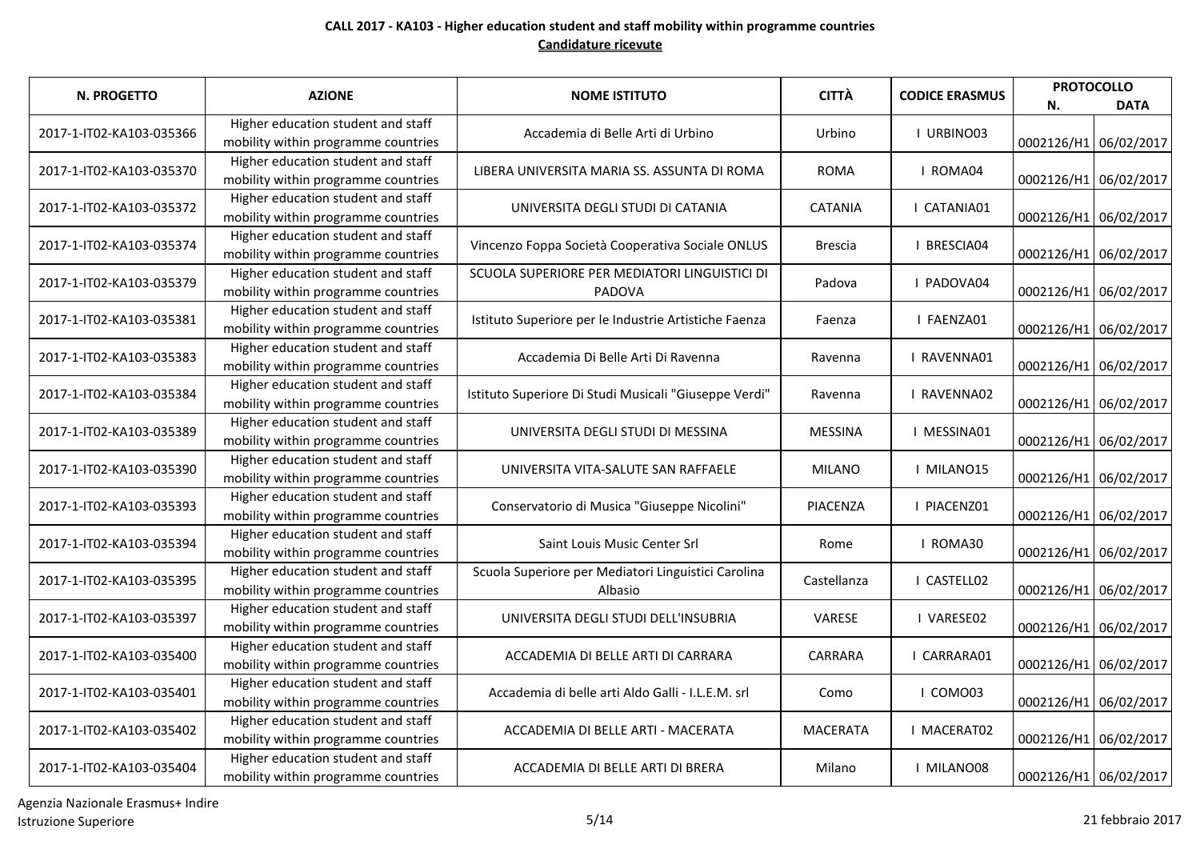**CALL 2017 - KA103 - Higher education student and staff mobility within programme countries**

**Candidature ricevute**

| N. PROGETTO | AZIONE | NOME ISTITUTO | CITTÀ | CODICE ERASMUS | PROTOCOLLO N. | PROTOCOLLO DATA |
|---|---|---|---|---|---|---|
| 2017-1-IT02-KA103-035366 | Higher education student and staff mobility within programme countries | Accademia di Belle Arti di Urbino | Urbino | I URBINO03 | 0002126/H1 | 06/02/2017 |
| 2017-1-IT02-KA103-035370 | Higher education student and staff mobility within programme countries | LIBERA UNIVERSITA MARIA SS. ASSUNTA DI ROMA | ROMA | I ROMA04 | 0002126/H1 | 06/02/2017 |
| 2017-1-IT02-KA103-035372 | Higher education student and staff mobility within programme countries | UNIVERSITA DEGLI STUDI DI CATANIA | CATANIA | I CATANIA01 | 0002126/H1 | 06/02/2017 |
| 2017-1-IT02-KA103-035374 | Higher education student and staff mobility within programme countries | Vincenzo Foppa Società Cooperativa Sociale ONLUS | Brescia | I BRESCIA04 | 0002126/H1 | 06/02/2017 |
| 2017-1-IT02-KA103-035379 | Higher education student and staff mobility within programme countries | SCUOLA SUPERIORE PER MEDIATORI LINGUISTICI DI PADOVA | Padova | I PADOVA04 | 0002126/H1 | 06/02/2017 |
| 2017-1-IT02-KA103-035381 | Higher education student and staff mobility within programme countries | Istituto Superiore per le Industrie Artistiche Faenza | Faenza | I FAENZA01 | 0002126/H1 | 06/02/2017 |
| 2017-1-IT02-KA103-035383 | Higher education student and staff mobility within programme countries | Accademia Di Belle Arti Di Ravenna | Ravenna | I RAVENNA01 | 0002126/H1 | 06/02/2017 |
| 2017-1-IT02-KA103-035384 | Higher education student and staff mobility within programme countries | Istituto Superiore Di Studi Musicali "Giuseppe Verdi" | Ravenna | I RAVENNA02 | 0002126/H1 | 06/02/2017 |
| 2017-1-IT02-KA103-035389 | Higher education student and staff mobility within programme countries | UNIVERSITA DEGLI STUDI DI MESSINA | MESSINA | I MESSINA01 | 0002126/H1 | 06/02/2017 |
| 2017-1-IT02-KA103-035390 | Higher education student and staff mobility within programme countries | UNIVERSITA VITA-SALUTE SAN RAFFAELE | MILANO | I MILANO15 | 0002126/H1 | 06/02/2017 |
| 2017-1-IT02-KA103-035393 | Higher education student and staff mobility within programme countries | Conservatorio di Musica "Giuseppe Nicolini" | PIACENZA | I PIACENZ01 | 0002126/H1 | 06/02/2017 |
| 2017-1-IT02-KA103-035394 | Higher education student and staff mobility within programme countries | Saint Louis Music Center Srl | Rome | I ROMA30 | 0002126/H1 | 06/02/2017 |
| 2017-1-IT02-KA103-035395 | Higher education student and staff mobility within programme countries | Scuola Superiore per Mediatori Linguistici Carolina Albasio | Castellanza | I CASTELL02 | 0002126/H1 | 06/02/2017 |
| 2017-1-IT02-KA103-035397 | Higher education student and staff mobility within programme countries | UNIVERSITA DEGLI STUDI DELL'INSUBRIA | VARESE | I VARESE02 | 0002126/H1 | 06/02/2017 |
| 2017-1-IT02-KA103-035400 | Higher education student and staff mobility within programme countries | ACCADEMIA DI BELLE ARTI DI CARRARA | CARRARA | I CARRARA01 | 0002126/H1 | 06/02/2017 |
| 2017-1-IT02-KA103-035401 | Higher education student and staff mobility within programme countries | Accademia di belle arti Aldo Galli - I.L.E.M. srl | Como | I COMO03 | 0002126/H1 | 06/02/2017 |
| 2017-1-IT02-KA103-035402 | Higher education student and staff mobility within programme countries | ACCADEMIA DI BELLE ARTI - MACERATA | MACERATA | I MACERAT02 | 0002126/H1 | 06/02/2017 |
| 2017-1-IT02-KA103-035404 | Higher education student and staff mobility within programme countries | ACCADEMIA DI BELLE ARTI DI BRERA | Milano | I MILANO08 | 0002126/H1 | 06/02/2017 |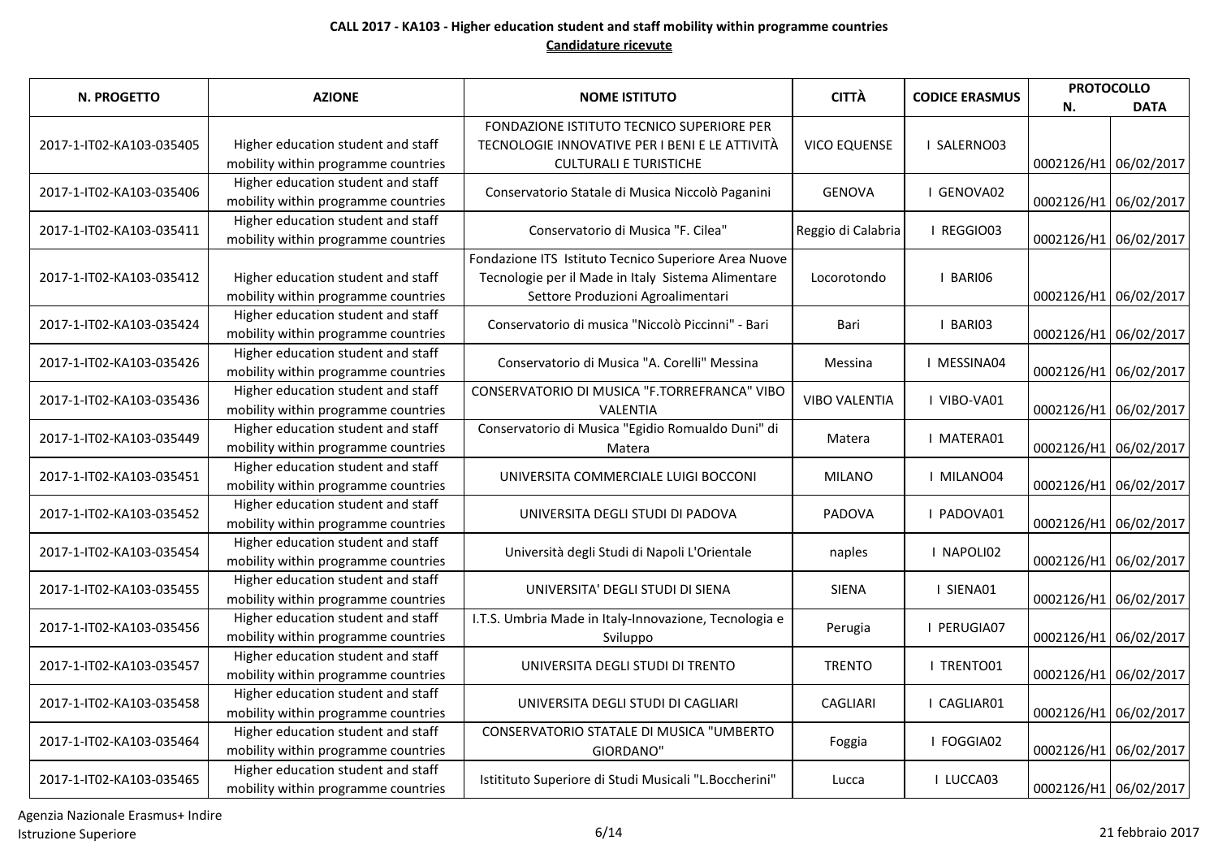**CALL 2017 - KA103 - Higher education student and staff mobility within programme countries**

**Candidature ricevute**

| N. PROGETTO | AZIONE | NOME ISTITUTO | CITTÀ | CODICE ERASMUS | PROTOCOLLO N. | PROTOCOLLO DATA |
|---|---|---|---|---|---|---|
| 2017-1-IT02-KA103-035405 | Higher education student and staff mobility within programme countries | FONDAZIONE ISTITUTO TECNICO SUPERIORE PER TECNOLOGIE INNOVATIVE PER I BENI E LE ATTIVITÀ CULTURALI E TURISTICHE | VICO EQUENSE | I SALERNO03 | 0002126/H1 | 06/02/2017 |
| 2017-1-IT02-KA103-035406 | Higher education student and staff mobility within programme countries | Conservatorio Statale di Musica Niccolò Paganini | GENOVA | I GENOVA02 | 0002126/H1 | 06/02/2017 |
| 2017-1-IT02-KA103-035411 | Higher education student and staff mobility within programme countries | Conservatorio di Musica "F. Cilea" | Reggio di Calabria | I REGGIO03 | 0002126/H1 | 06/02/2017 |
| 2017-1-IT02-KA103-035412 | Higher education student and staff mobility within programme countries | Fondazione ITS Istituto Tecnico Superiore Area Nuove Tecnologie per il Made in Italy Sistema Alimentare Settore Produzioni Agroalimentari | Locorotondo | I BARI06 | 0002126/H1 | 06/02/2017 |
| 2017-1-IT02-KA103-035424 | Higher education student and staff mobility within programme countries | Conservatorio di musica "Niccolò Piccinni" - Bari | Bari | I BARI03 | 0002126/H1 | 06/02/2017 |
| 2017-1-IT02-KA103-035426 | Higher education student and staff mobility within programme countries | Conservatorio di Musica "A. Corelli" Messina | Messina | I MESSINA04 | 0002126/H1 | 06/02/2017 |
| 2017-1-IT02-KA103-035436 | Higher education student and staff mobility within programme countries | CONSERVATORIO DI MUSICA "F.TORREFRANCA" VIBO VALENTIA | VIBO VALENTIA | I VIBO-VA01 | 0002126/H1 | 06/02/2017 |
| 2017-1-IT02-KA103-035449 | Higher education student and staff mobility within programme countries | Conservatorio di Musica "Egidio Romualdo Duni" di Matera | Matera | I MATERA01 | 0002126/H1 | 06/02/2017 |
| 2017-1-IT02-KA103-035451 | Higher education student and staff mobility within programme countries | UNIVERSITA COMMERCIALE LUIGI BOCCONI | MILANO | I MILANO04 | 0002126/H1 | 06/02/2017 |
| 2017-1-IT02-KA103-035452 | Higher education student and staff mobility within programme countries | UNIVERSITA DEGLI STUDI DI PADOVA | PADOVA | I PADOVA01 | 0002126/H1 | 06/02/2017 |
| 2017-1-IT02-KA103-035454 | Higher education student and staff mobility within programme countries | Università degli Studi di Napoli L'Orientale | naples | I NAPOLI02 | 0002126/H1 | 06/02/2017 |
| 2017-1-IT02-KA103-035455 | Higher education student and staff mobility within programme countries | UNIVERSITA' DEGLI STUDI DI SIENA | SIENA | I SIENA01 | 0002126/H1 | 06/02/2017 |
| 2017-1-IT02-KA103-035456 | Higher education student and staff mobility within programme countries | I.T.S. Umbria Made in Italy-Innovazione, Tecnologia e Sviluppo | Perugia | I PERUGIA07 | 0002126/H1 | 06/02/2017 |
| 2017-1-IT02-KA103-035457 | Higher education student and staff mobility within programme countries | UNIVERSITA DEGLI STUDI DI TRENTO | TRENTO | I TRENTO01 | 0002126/H1 | 06/02/2017 |
| 2017-1-IT02-KA103-035458 | Higher education student and staff mobility within programme countries | UNIVERSITA DEGLI STUDI DI CAGLIARI | CAGLIARI | I CAGLIAR01 | 0002126/H1 | 06/02/2017 |
| 2017-1-IT02-KA103-035464 | Higher education student and staff mobility within programme countries | CONSERVATORIO STATALE DI MUSICA "UMBERTO GIORDANO" | Foggia | I FOGGIA02 | 0002126/H1 | 06/02/2017 |
| 2017-1-IT02-KA103-035465 | Higher education student and staff mobility within programme countries | Istitituto Superiore di Studi Musicali "L.Boccherini" | Lucca | I LUCCA03 | 0002126/H1 | 06/02/2017 |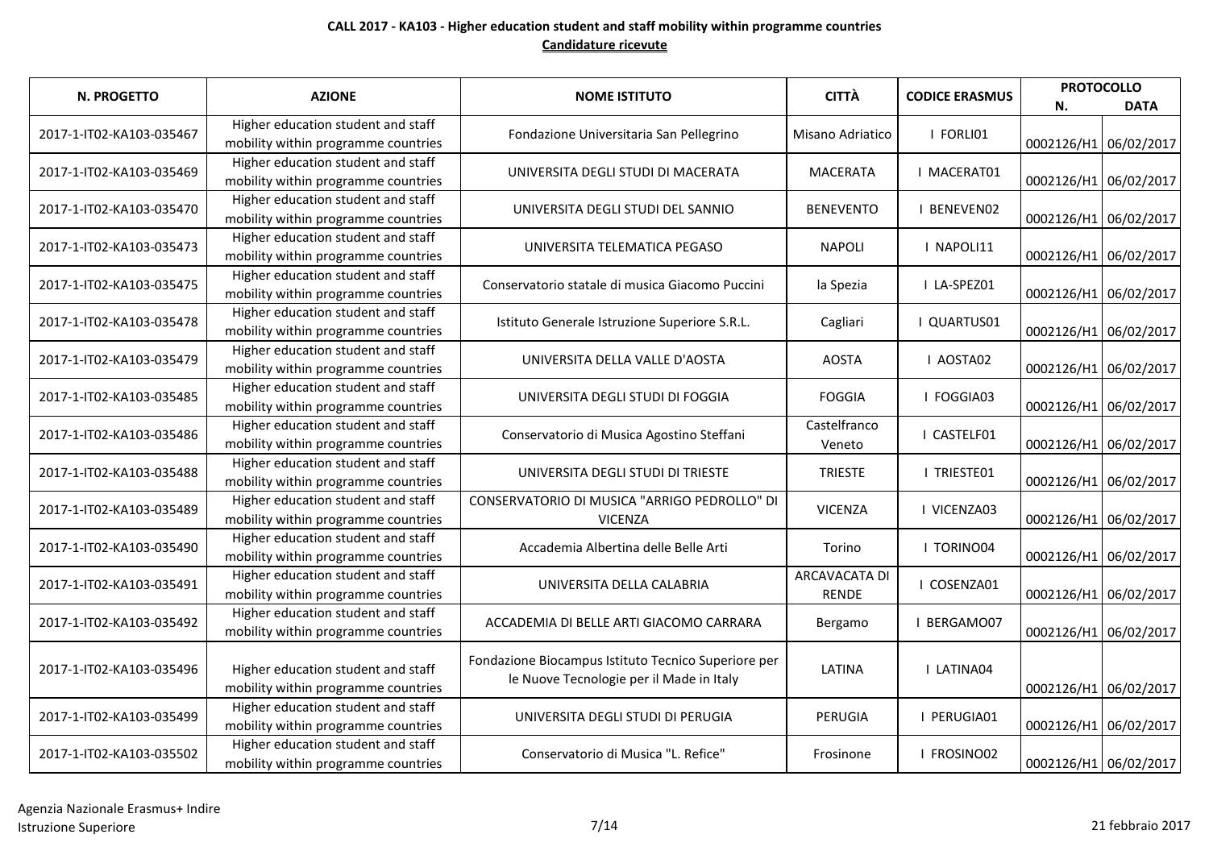**CALL 2017 - KA103 - Higher education student and staff mobility within programme countries**

**Candidature ricevute**

| N. PROGETTO | AZIONE | NOME ISTITUTO | CITTÀ | CODICE ERASMUS | PROTOCOLLO | |
|---|---|---|---|---|---|---|
| | | | | | N. | DATA |
| 2017-1-IT02-KA103-035467 | Higher education student and staff mobility within programme countries | Fondazione Universitaria San Pellegrino | Misano Adriatico | I FORLI01 | 0002126/H1 | 06/02/2017 |
| 2017-1-IT02-KA103-035469 | Higher education student and staff mobility within programme countries | UNIVERSITA DEGLI STUDI DI MACERATA | MACERATA | I MACERAT01 | 0002126/H1 | 06/02/2017 |
| 2017-1-IT02-KA103-035470 | Higher education student and staff mobility within programme countries | UNIVERSITA DEGLI STUDI DEL SANNIO | BENEVENTO | I BENEVEN02 | 0002126/H1 | 06/02/2017 |
| 2017-1-IT02-KA103-035473 | Higher education student and staff mobility within programme countries | UNIVERSITA TELEMATICA PEGASO | NAPOLI | I NAPOLI11 | 0002126/H1 | 06/02/2017 |
| 2017-1-IT02-KA103-035475 | Higher education student and staff mobility within programme countries | Conservatorio statale di musica Giacomo Puccini | la Spezia | I LA-SPEZ01 | 0002126/H1 | 06/02/2017 |
| 2017-1-IT02-KA103-035478 | Higher education student and staff mobility within programme countries | Istituto Generale Istruzione Superiore S.R.L. | Cagliari | I QUARTUS01 | 0002126/H1 | 06/02/2017 |
| 2017-1-IT02-KA103-035479 | Higher education student and staff mobility within programme countries | UNIVERSITA DELLA VALLE D'AOSTA | AOSTA | I AOSTA02 | 0002126/H1 | 06/02/2017 |
| 2017-1-IT02-KA103-035485 | Higher education student and staff mobility within programme countries | UNIVERSITA DEGLI STUDI DI FOGGIA | FOGGIA | I FOGGIA03 | 0002126/H1 | 06/02/2017 |
| 2017-1-IT02-KA103-035486 | Higher education student and staff mobility within programme countries | Conservatorio di Musica Agostino Steffani | Castelfranco Veneto | I CASTELF01 | 0002126/H1 | 06/02/2017 |
| 2017-1-IT02-KA103-035488 | Higher education student and staff mobility within programme countries | UNIVERSITA DEGLI STUDI DI TRIESTE | TRIESTE | I TRIESTE01 | 0002126/H1 | 06/02/2017 |
| 2017-1-IT02-KA103-035489 | Higher education student and staff mobility within programme countries | CONSERVATORIO DI MUSICA "ARRIGO PEDROLLO" DI VICENZA | VICENZA | I VICENZA03 | 0002126/H1 | 06/02/2017 |
| 2017-1-IT02-KA103-035490 | Higher education student and staff mobility within programme countries | Accademia Albertina delle Belle Arti | Torino | I TORINO04 | 0002126/H1 | 06/02/2017 |
| 2017-1-IT02-KA103-035491 | Higher education student and staff mobility within programme countries | UNIVERSITA DELLA CALABRIA | ARCAVACATA DI RENDE | I COSENZA01 | 0002126/H1 | 06/02/2017 |
| 2017-1-IT02-KA103-035492 | Higher education student and staff mobility within programme countries | ACCADEMIA DI BELLE ARTI GIACOMO CARRARA | Bergamo | I BERGAMO07 | 0002126/H1 | 06/02/2017 |
| 2017-1-IT02-KA103-035496 | Higher education student and staff mobility within programme countries | Fondazione Biocampus Istituto Tecnico Superiore per le Nuove Tecnologie per il Made in Italy | LATINA | I LATINA04 | 0002126/H1 | 06/02/2017 |
| 2017-1-IT02-KA103-035499 | Higher education student and staff mobility within programme countries | UNIVERSITA DEGLI STUDI DI PERUGIA | PERUGIA | I PERUGIA01 | 0002126/H1 | 06/02/2017 |
| 2017-1-IT02-KA103-035502 | Higher education student and staff mobility within programme countries | Conservatorio di Musica "L. Refice" | Frosinone | I FROSINO02 | 0002126/H1 | 06/02/2017 |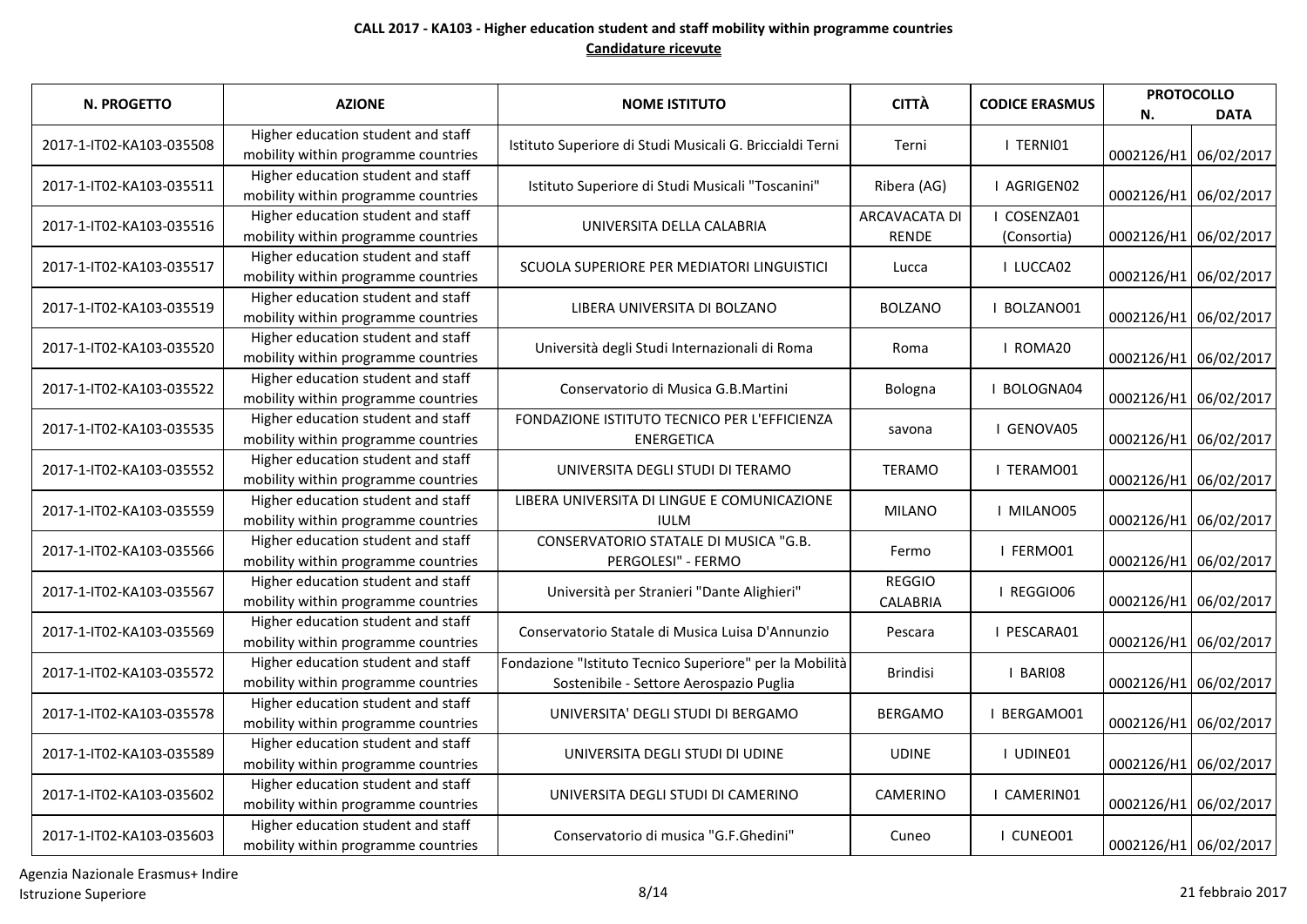**CALL 2017 - KA103 - Higher education student and staff mobility within programme countries**

**Candidature ricevute**

| N. PROGETTO | AZIONE | NOME ISTITUTO | CITTÀ | CODICE ERASMUS | PROTOCOLLO | |
|---|---|---|---|---|---|---|
| | | | | | N. | DATA |
| 2017-1-IT02-KA103-035508 | Higher education student and staff mobility within programme countries | Istituto Superiore di Studi Musicali G. Briccialdi Terni | Terni | I TERNI01 | 0002126/H1 | 06/02/2017 |
| 2017-1-IT02-KA103-035511 | Higher education student and staff mobility within programme countries | Istituto Superiore di Studi Musicali "Toscanini" | Ribera (AG) | I AGRIGEN02 | 0002126/H1 | 06/02/2017 |
| 2017-1-IT02-KA103-035516 | Higher education student and staff mobility within programme countries | UNIVERSITA DELLA CALABRIA | ARCAVACATA DI RENDE | I COSENZA01 (Consortia) | 0002126/H1 | 06/02/2017 |
| 2017-1-IT02-KA103-035517 | Higher education student and staff mobility within programme countries | SCUOLA SUPERIORE PER MEDIATORI LINGUISTICI | Lucca | I LUCCA02 | 0002126/H1 | 06/02/2017 |
| 2017-1-IT02-KA103-035519 | Higher education student and staff mobility within programme countries | LIBERA UNIVERSITA DI BOLZANO | BOLZANO | I BOLZANO01 | 0002126/H1 | 06/02/2017 |
| 2017-1-IT02-KA103-035520 | Higher education student and staff mobility within programme countries | Università degli Studi Internazionali di Roma | Roma | I ROMA20 | 0002126/H1 | 06/02/2017 |
| 2017-1-IT02-KA103-035522 | Higher education student and staff mobility within programme countries | Conservatorio di Musica G.B.Martini | Bologna | I BOLOGNA04 | 0002126/H1 | 06/02/2017 |
| 2017-1-IT02-KA103-035535 | Higher education student and staff mobility within programme countries | FONDAZIONE ISTITUTO TECNICO PER L'EFFICIENZA ENERGETICA | savona | I GENOVA05 | 0002126/H1 | 06/02/2017 |
| 2017-1-IT02-KA103-035552 | Higher education student and staff mobility within programme countries | UNIVERSITA DEGLI STUDI DI TERAMO | TERAMO | I TERAMO01 | 0002126/H1 | 06/02/2017 |
| 2017-1-IT02-KA103-035559 | Higher education student and staff mobility within programme countries | LIBERA UNIVERSITA DI LINGUE E COMUNICAZIONE IULM | MILANO | I MILANO05 | 0002126/H1 | 06/02/2017 |
| 2017-1-IT02-KA103-035566 | Higher education student and staff mobility within programme countries | CONSERVATORIO STATALE DI MUSICA "G.B. PERGOLESI" - FERMO | Fermo | I FERMO01 | 0002126/H1 | 06/02/2017 |
| 2017-1-IT02-KA103-035567 | Higher education student and staff mobility within programme countries | Università per Stranieri "Dante Alighieri" | REGGIO CALABRIA | I REGGIO06 | 0002126/H1 | 06/02/2017 |
| 2017-1-IT02-KA103-035569 | Higher education student and staff mobility within programme countries | Conservatorio Statale di Musica Luisa D'Annunzio | Pescara | I PESCARA01 | 0002126/H1 | 06/02/2017 |
| 2017-1-IT02-KA103-035572 | Higher education student and staff mobility within programme countries | Fondazione "Istituto Tecnico Superiore" per la Mobilità Sostenibile - Settore Aerospazio Puglia | Brindisi | I BARI08 | 0002126/H1 | 06/02/2017 |
| 2017-1-IT02-KA103-035578 | Higher education student and staff mobility within programme countries | UNIVERSITA' DEGLI STUDI DI BERGAMO | BERGAMO | I BERGAMO01 | 0002126/H1 | 06/02/2017 |
| 2017-1-IT02-KA103-035589 | Higher education student and staff mobility within programme countries | UNIVERSITA DEGLI STUDI DI UDINE | UDINE | I UDINE01 | 0002126/H1 | 06/02/2017 |
| 2017-1-IT02-KA103-035602 | Higher education student and staff mobility within programme countries | UNIVERSITA DEGLI STUDI DI CAMERINO | CAMERINO | I CAMERIN01 | 0002126/H1 | 06/02/2017 |
| 2017-1-IT02-KA103-035603 | Higher education student and staff mobility within programme countries | Conservatorio di musica "G.F.Ghedini" | Cuneo | I CUNEO01 | 0002126/H1 | 06/02/2017 |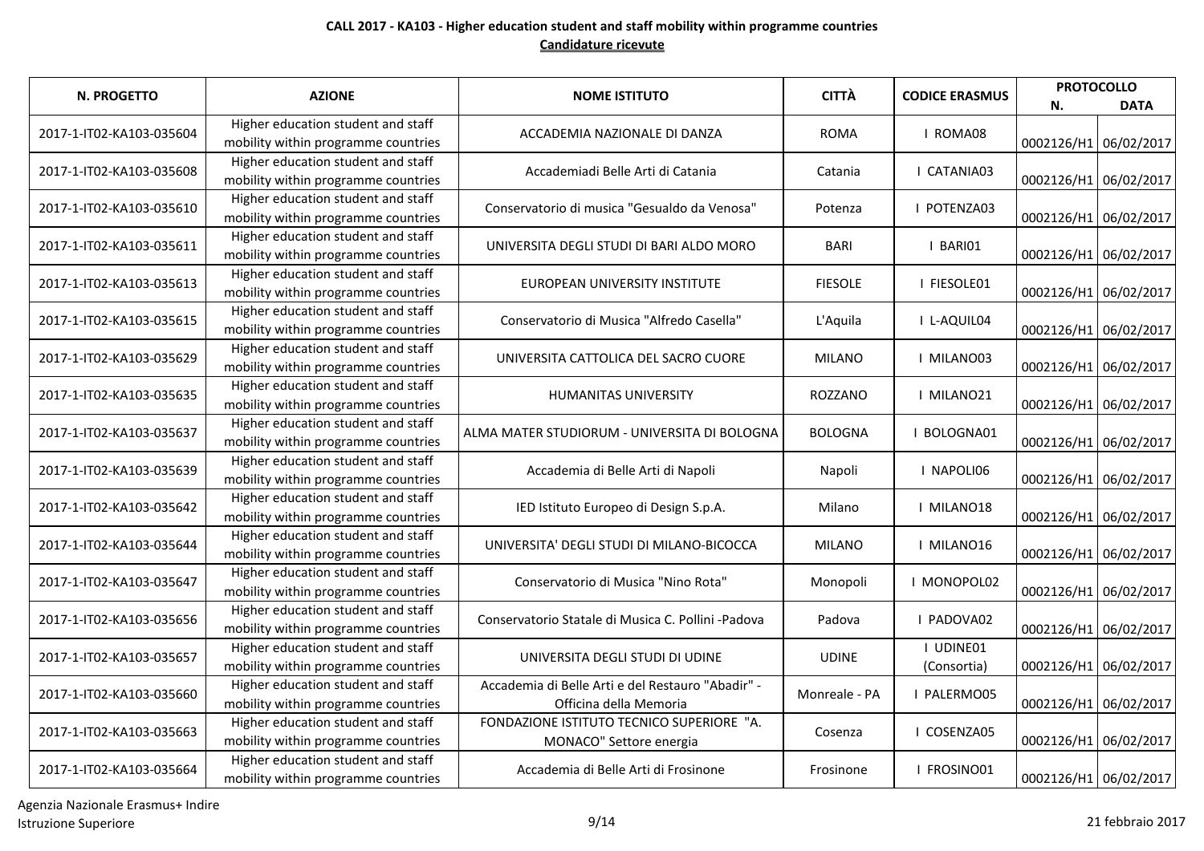**CALL 2017 - KA103 - Higher education student and staff mobility within programme countries**

**Candidature ricevute**

| N. PROGETTO | AZIONE | NOME ISTITUTO | CITTÀ | CODICE ERASMUS | PROTOCOLLO N. | PROTOCOLLO DATA |
|---|---|---|---|---|---|---|
| 2017-1-IT02-KA103-035604 | Higher education student and staff mobility within programme countries | ACCADEMIA NAZIONALE DI DANZA | ROMA | I ROMA08 | 0002126/H1 | 06/02/2017 |
| 2017-1-IT02-KA103-035608 | Higher education student and staff mobility within programme countries | Accademiadi Belle Arti di Catania | Catania | I CATANIA03 | 0002126/H1 | 06/02/2017 |
| 2017-1-IT02-KA103-035610 | Higher education student and staff mobility within programme countries | Conservatorio di musica "Gesualdo da Venosa" | Potenza | I POTENZA03 | 0002126/H1 | 06/02/2017 |
| 2017-1-IT02-KA103-035611 | Higher education student and staff mobility within programme countries | UNIVERSITA DEGLI STUDI DI BARI ALDO MORO | BARI | I BARI01 | 0002126/H1 | 06/02/2017 |
| 2017-1-IT02-KA103-035613 | Higher education student and staff mobility within programme countries | EUROPEAN UNIVERSITY INSTITUTE | FIESOLE | I FIESOLE01 | 0002126/H1 | 06/02/2017 |
| 2017-1-IT02-KA103-035615 | Higher education student and staff mobility within programme countries | Conservatorio di Musica "Alfredo Casella" | L'Aquila | I L-AQUIL04 | 0002126/H1 | 06/02/2017 |
| 2017-1-IT02-KA103-035629 | Higher education student and staff mobility within programme countries | UNIVERSITA CATTOLICA DEL SACRO CUORE | MILANO | I MILANO03 | 0002126/H1 | 06/02/2017 |
| 2017-1-IT02-KA103-035635 | Higher education student and staff mobility within programme countries | HUMANITAS UNIVERSITY | ROZZANO | I MILANO21 | 0002126/H1 | 06/02/2017 |
| 2017-1-IT02-KA103-035637 | Higher education student and staff mobility within programme countries | ALMA MATER STUDIORUM - UNIVERSITA DI BOLOGNA | BOLOGNA | I BOLOGNA01 | 0002126/H1 | 06/02/2017 |
| 2017-1-IT02-KA103-035639 | Higher education student and staff mobility within programme countries | Accademia di Belle Arti di Napoli | Napoli | I NAPOLI06 | 0002126/H1 | 06/02/2017 |
| 2017-1-IT02-KA103-035642 | Higher education student and staff mobility within programme countries | IED Istituto Europeo di Design S.p.A. | Milano | I MILANO18 | 0002126/H1 | 06/02/2017 |
| 2017-1-IT02-KA103-035644 | Higher education student and staff mobility within programme countries | UNIVERSITA' DEGLI STUDI DI MILANO-BICOCCA | MILANO | I MILANO16 | 0002126/H1 | 06/02/2017 |
| 2017-1-IT02-KA103-035647 | Higher education student and staff mobility within programme countries | Conservatorio di Musica "Nino Rota" | Monopoli | I MONOPOL02 | 0002126/H1 | 06/02/2017 |
| 2017-1-IT02-KA103-035656 | Higher education student and staff mobility within programme countries | Conservatorio Statale di Musica C. Pollini -Padova | Padova | I PADOVA02 | 0002126/H1 | 06/02/2017 |
| 2017-1-IT02-KA103-035657 | Higher education student and staff mobility within programme countries | UNIVERSITA DEGLI STUDI DI UDINE | UDINE | I UDINE01 (Consortia) | 0002126/H1 | 06/02/2017 |
| 2017-1-IT02-KA103-035660 | Higher education student and staff mobility within programme countries | Accademia di Belle Arti e del Restauro "Abadir" - Officina della Memoria | Monreale - PA | I PALERMO05 | 0002126/H1 | 06/02/2017 |
| 2017-1-IT02-KA103-035663 | Higher education student and staff mobility within programme countries | FONDAZIONE ISTITUTO TECNICO SUPERIORE "A. MONACO" Settore energia | Cosenza | I COSENZA05 | 0002126/H1 | 06/02/2017 |
| 2017-1-IT02-KA103-035664 | Higher education student and staff mobility within programme countries | Accademia di Belle Arti di Frosinone | Frosinone | I FROSINO01 | 0002126/H1 | 06/02/2017 |

Agenzia Nazionale Erasmus+ Indire
Istruzione Superiore

21 febbraio 2017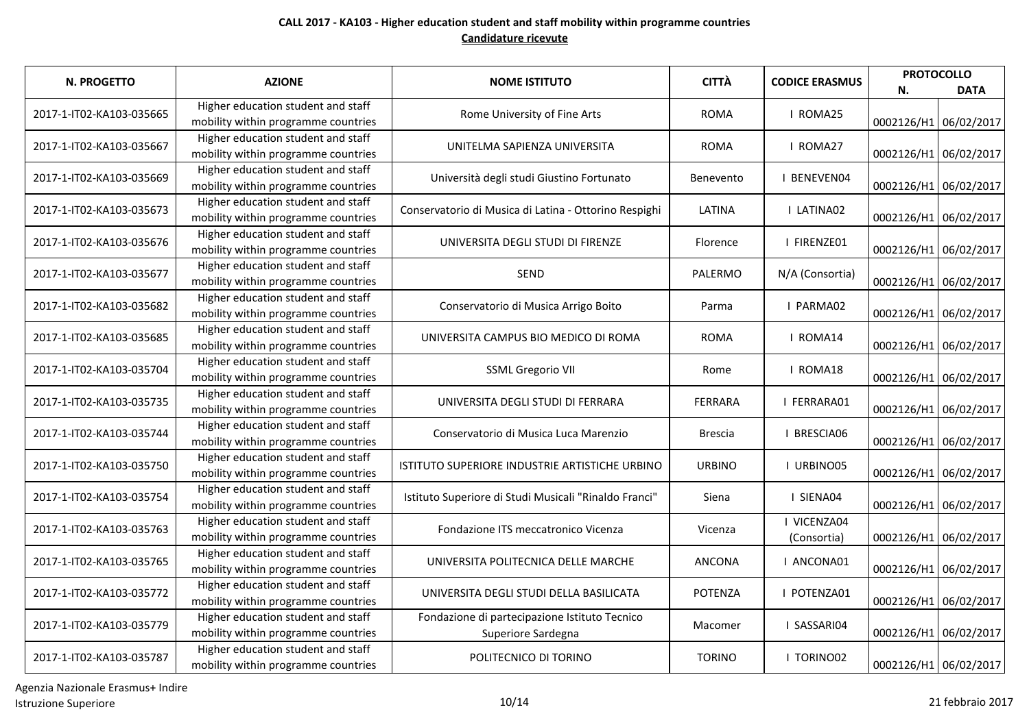**CALL 2017 - KA103 - Higher education student and staff mobility within programme countries**

**Candidature ricevute**

| N. PROGETTO | AZIONE | NOME ISTITUTO | CITTÀ | CODICE ERASMUS | PROTOCOLLO | |
|---|---|---|---|---|---|---|
| | | | | | N. | DATA |
| 2017-1-IT02-KA103-035665 | Higher education student and staff mobility within programme countries | Rome University of Fine Arts | ROMA | I ROMA25 | 0002126/H1 | 06/02/2017 |
| 2017-1-IT02-KA103-035667 | Higher education student and staff mobility within programme countries | UNITELMA SAPIENZA UNIVERSITA | ROMA | I ROMA27 | 0002126/H1 | 06/02/2017 |
| 2017-1-IT02-KA103-035669 | Higher education student and staff mobility within programme countries | Università degli studi Giustino Fortunato | Benevento | I BENEVEN04 | 0002126/H1 | 06/02/2017 |
| 2017-1-IT02-KA103-035673 | Higher education student and staff mobility within programme countries | Conservatorio di Musica di Latina - Ottorino Respighi | LATINA | I LATINA02 | 0002126/H1 | 06/02/2017 |
| 2017-1-IT02-KA103-035676 | Higher education student and staff mobility within programme countries | UNIVERSITA DEGLI STUDI DI FIRENZE | Florence | I FIRENZE01 | 0002126/H1 | 06/02/2017 |
| 2017-1-IT02-KA103-035677 | Higher education student and staff mobility within programme countries | SEND | PALERMO | N/A (Consortia) | 0002126/H1 | 06/02/2017 |
| 2017-1-IT02-KA103-035682 | Higher education student and staff mobility within programme countries | Conservatorio di Musica Arrigo Boito | Parma | I PARMA02 | 0002126/H1 | 06/02/2017 |
| 2017-1-IT02-KA103-035685 | Higher education student and staff mobility within programme countries | UNIVERSITA CAMPUS BIO MEDICO DI ROMA | ROMA | I ROMA14 | 0002126/H1 | 06/02/2017 |
| 2017-1-IT02-KA103-035704 | Higher education student and staff mobility within programme countries | SSML Gregorio VII | Rome | I ROMA18 | 0002126/H1 | 06/02/2017 |
| 2017-1-IT02-KA103-035735 | Higher education student and staff mobility within programme countries | UNIVERSITA DEGLI STUDI DI FERRARA | FERRARA | I FERRARA01 | 0002126/H1 | 06/02/2017 |
| 2017-1-IT02-KA103-035744 | Higher education student and staff mobility within programme countries | Conservatorio di Musica Luca Marenzio | Brescia | I BRESCIA06 | 0002126/H1 | 06/02/2017 |
| 2017-1-IT02-KA103-035750 | Higher education student and staff mobility within programme countries | ISTITUTO SUPERIORE INDUSTRIE ARTISTICHE URBINO | URBINO | I URBINO05 | 0002126/H1 | 06/02/2017 |
| 2017-1-IT02-KA103-035754 | Higher education student and staff mobility within programme countries | Istituto Superiore di Studi Musicali "Rinaldo Franci" | Siena | I SIENA04 | 0002126/H1 | 06/02/2017 |
| 2017-1-IT02-KA103-035763 | Higher education student and staff mobility within programme countries | Fondazione ITS meccatronico Vicenza | Vicenza | I VICENZA04 (Consortia) | 0002126/H1 | 06/02/2017 |
| 2017-1-IT02-KA103-035765 | Higher education student and staff mobility within programme countries | UNIVERSITA POLITECNICA DELLE MARCHE | ANCONA | I ANCONA01 | 0002126/H1 | 06/02/2017 |
| 2017-1-IT02-KA103-035772 | Higher education student and staff mobility within programme countries | UNIVERSITA DEGLI STUDI DELLA BASILICATA | POTENZA | I POTENZA01 | 0002126/H1 | 06/02/2017 |
| 2017-1-IT02-KA103-035779 | Higher education student and staff mobility within programme countries | Fondazione di partecipazione Istituto Tecnico Superiore Sardegna | Macomer | I SASSARI04 | 0002126/H1 | 06/02/2017 |
| 2017-1-IT02-KA103-035787 | Higher education student and staff mobility within programme countries | POLITECNICO DI TORINO | TORINO | I TORINO02 | 0002126/H1 | 06/02/2017 |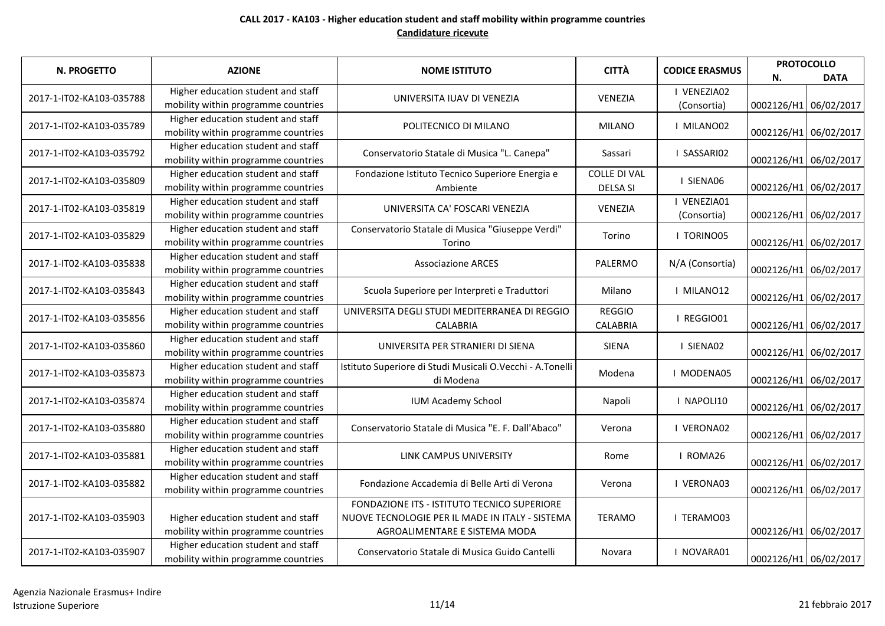**CALL 2017 - KA103 - Higher education student and staff mobility within programme countries**

**Candidature ricevute**

| N. PROGETTO | AZIONE | NOME ISTITUTO | CITTÀ | CODICE ERASMUS | PROTOCOLLO N. | PROTOCOLLO DATA |
|---|---|---|---|---|---|---|
| 2017-1-IT02-KA103-035788 | Higher education student and staff mobility within programme countries | UNIVERSITA IUAV DI VENEZIA | VENEZIA | I VENEZIA02 (Consortia) | 0002126/H1 | 06/02/2017 |
| 2017-1-IT02-KA103-035789 | Higher education student and staff mobility within programme countries | POLITECNICO DI MILANO | MILANO | I MILANO02 | 0002126/H1 | 06/02/2017 |
| 2017-1-IT02-KA103-035792 | Higher education student and staff mobility within programme countries | Conservatorio Statale di Musica "L. Canepa" | Sassari | I SASSARI02 | 0002126/H1 | 06/02/2017 |
| 2017-1-IT02-KA103-035809 | Higher education student and staff mobility within programme countries | Fondazione Istituto Tecnico Superiore Energia e Ambiente | COLLE DI VAL DELSA SI | I SIENA06 | 0002126/H1 | 06/02/2017 |
| 2017-1-IT02-KA103-035819 | Higher education student and staff mobility within programme countries | UNIVERSITA CA' FOSCARI VENEZIA | VENEZIA | I VENEZIA01 (Consortia) | 0002126/H1 | 06/02/2017 |
| 2017-1-IT02-KA103-035829 | Higher education student and staff mobility within programme countries | Conservatorio Statale di Musica "Giuseppe Verdi" Torino | Torino | I TORINO05 | 0002126/H1 | 06/02/2017 |
| 2017-1-IT02-KA103-035838 | Higher education student and staff mobility within programme countries | Associazione ARCES | PALERMO | N/A (Consortia) | 0002126/H1 | 06/02/2017 |
| 2017-1-IT02-KA103-035843 | Higher education student and staff mobility within programme countries | Scuola Superiore per Interpreti e Traduttori | Milano | I MILANO12 | 0002126/H1 | 06/02/2017 |
| 2017-1-IT02-KA103-035856 | Higher education student and staff mobility within programme countries | UNIVERSITA DEGLI STUDI MEDITERRANEA DI REGGIO CALABRIA | REGGIO CALABRIA | I REGGIO01 | 0002126/H1 | 06/02/2017 |
| 2017-1-IT02-KA103-035860 | Higher education student and staff mobility within programme countries | UNIVERSITA PER STRANIERI DI SIENA | SIENA | I SIENA02 | 0002126/H1 | 06/02/2017 |
| 2017-1-IT02-KA103-035873 | Higher education student and staff mobility within programme countries | Istituto Superiore di Studi Musicali O.Vecchi - A.Tonelli di Modena | Modena | I MODENA05 | 0002126/H1 | 06/02/2017 |
| 2017-1-IT02-KA103-035874 | Higher education student and staff mobility within programme countries | IUM Academy School | Napoli | I NAPOLI10 | 0002126/H1 | 06/02/2017 |
| 2017-1-IT02-KA103-035880 | Higher education student and staff mobility within programme countries | Conservatorio Statale di Musica "E. F. Dall'Abaco" | Verona | I VERONA02 | 0002126/H1 | 06/02/2017 |
| 2017-1-IT02-KA103-035881 | Higher education student and staff mobility within programme countries | LINK CAMPUS UNIVERSITY | Rome | I ROMA26 | 0002126/H1 | 06/02/2017 |
| 2017-1-IT02-KA103-035882 | Higher education student and staff mobility within programme countries | Fondazione Accademia di Belle Arti di Verona | Verona | I VERONA03 | 0002126/H1 | 06/02/2017 |
| 2017-1-IT02-KA103-035903 | Higher education student and staff mobility within programme countries | FONDAZIONE ITS - ISTITUTO TECNICO SUPERIORE NUOVE TECNOLOGIE PER IL MADE IN ITALY - SISTEMA AGROALIMENTARE E SISTEMA MODA | TERAMO | I TERAMO03 | 0002126/H1 | 06/02/2017 |
| 2017-1-IT02-KA103-035907 | Higher education student and staff mobility within programme countries | Conservatorio Statale di Musica Guido Cantelli | Novara | I NOVARA01 | 0002126/H1 | 06/02/2017 |

Agenzia Nazionale Erasmus+ Indire
Istruzione Superiore

21 febbraio 2017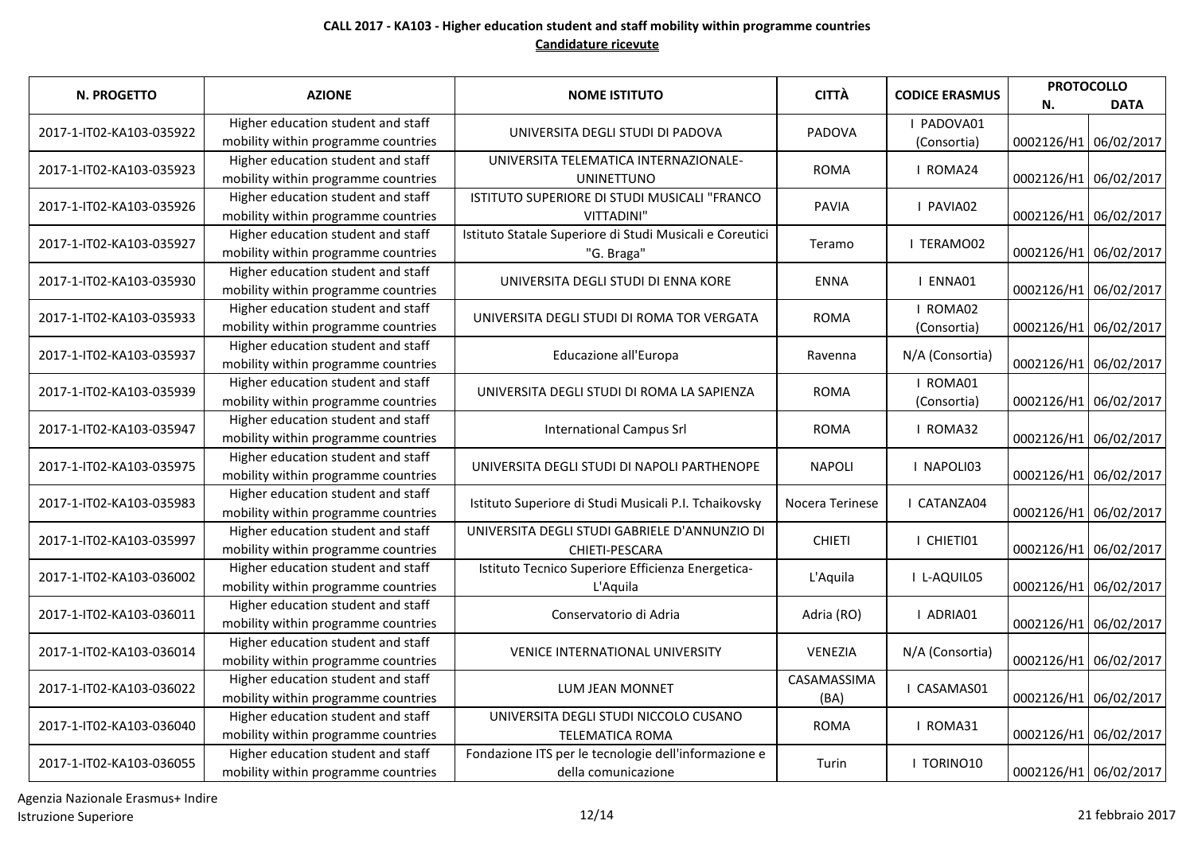**CALL 2017 - KA103 - Higher education student and staff mobility within programme countries**

**Candidature ricevute**

| N. PROGETTO | AZIONE | NOME ISTITUTO | CITTÀ | CODICE ERASMUS | PROTOCOLLO | |
|---|---|---|---|---|---|---|
| | | | | | N. | DATA |
| 2017-1-IT02-KA103-035922 | Higher education student and staff mobility within programme countries | UNIVERSITA DEGLI STUDI DI PADOVA | PADOVA | I PADOVA01 (Consortia) | 0002126/H1 | 06/02/2017 |
| 2017-1-IT02-KA103-035923 | Higher education student and staff mobility within programme countries | UNIVERSITA TELEMATICA INTERNAZIONALE-UNINETTUNO | ROMA | I ROMA24 | 0002126/H1 | 06/02/2017 |
| 2017-1-IT02-KA103-035926 | Higher education student and staff mobility within programme countries | ISTITUTO SUPERIORE DI STUDI MUSICALI "FRANCO VITTADINI" | PAVIA | I PAVIA02 | 0002126/H1 | 06/02/2017 |
| 2017-1-IT02-KA103-035927 | Higher education student and staff mobility within programme countries | Istituto Statale Superiore di Studi Musicali e Coreutici "G. Braga" | Teramo | I TERAMO02 | 0002126/H1 | 06/02/2017 |
| 2017-1-IT02-KA103-035930 | Higher education student and staff mobility within programme countries | UNIVERSITA DEGLI STUDI DI ENNA KORE | ENNA | I ENNA01 | 0002126/H1 | 06/02/2017 |
| 2017-1-IT02-KA103-035933 | Higher education student and staff mobility within programme countries | UNIVERSITA DEGLI STUDI DI ROMA TOR VERGATA | ROMA | I ROMA02 (Consortia) | 0002126/H1 | 06/02/2017 |
| 2017-1-IT02-KA103-035937 | Higher education student and staff mobility within programme countries | Educazione all'Europa | Ravenna | N/A (Consortia) | 0002126/H1 | 06/02/2017 |
| 2017-1-IT02-KA103-035939 | Higher education student and staff mobility within programme countries | UNIVERSITA DEGLI STUDI DI ROMA LA SAPIENZA | ROMA | I ROMA01 (Consortia) | 0002126/H1 | 06/02/2017 |
| 2017-1-IT02-KA103-035947 | Higher education student and staff mobility within programme countries | International Campus Srl | ROMA | I ROMA32 | 0002126/H1 | 06/02/2017 |
| 2017-1-IT02-KA103-035975 | Higher education student and staff mobility within programme countries | UNIVERSITA DEGLI STUDI DI NAPOLI PARTHENOPE | NAPOLI | I NAPOLI03 | 0002126/H1 | 06/02/2017 |
| 2017-1-IT02-KA103-035983 | Higher education student and staff mobility within programme countries | Istituto Superiore di Studi Musicali P.I. Tchaikovsky | Nocera Terinese | I CATANZA04 | 0002126/H1 | 06/02/2017 |
| 2017-1-IT02-KA103-035997 | Higher education student and staff mobility within programme countries | UNIVERSITA DEGLI STUDI GABRIELE D'ANNUNZIO DI CHIETI-PESCARA | CHIETI | I CHIETI01 | 0002126/H1 | 06/02/2017 |
| 2017-1-IT02-KA103-036002 | Higher education student and staff mobility within programme countries | Istituto Tecnico Superiore Efficienza Energetica-L'Aquila | L'Aquila | I L-AQUIL05 | 0002126/H1 | 06/02/2017 |
| 2017-1-IT02-KA103-036011 | Higher education student and staff mobility within programme countries | Conservatorio di Adria | Adria (RO) | I ADRIA01 | 0002126/H1 | 06/02/2017 |
| 2017-1-IT02-KA103-036014 | Higher education student and staff mobility within programme countries | VENICE INTERNATIONAL UNIVERSITY | VENEZIA | N/A (Consortia) | 0002126/H1 | 06/02/2017 |
| 2017-1-IT02-KA103-036022 | Higher education student and staff mobility within programme countries | LUM JEAN MONNET | CASAMASSIMA (BA) | I CASAMAS01 | 0002126/H1 | 06/02/2017 |
| 2017-1-IT02-KA103-036040 | Higher education student and staff mobility within programme countries | UNIVERSITA DEGLI STUDI NICCOLO CUSANO TELEMATICA ROMA | ROMA | I ROMA31 | 0002126/H1 | 06/02/2017 |
| 2017-1-IT02-KA103-036055 | Higher education student and staff mobility within programme countries | Fondazione ITS per le tecnologie dell'informazione e della comunicazione | Turin | I TORINO10 | 0002126/H1 | 06/02/2017 |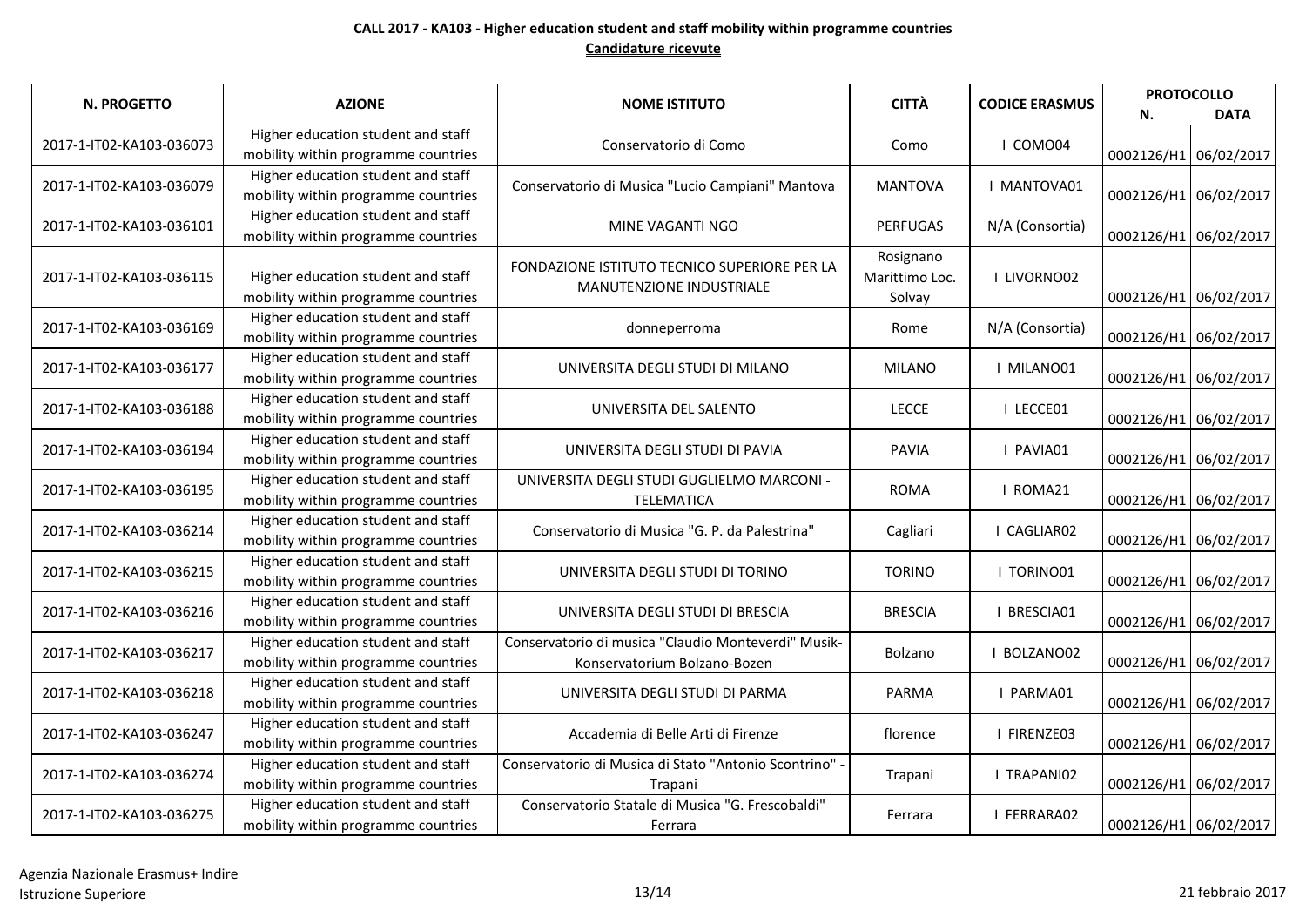**CALL 2017 - KA103 - Higher education student and staff mobility within programme countries**

**Candidature ricevute**

| N. PROGETTO | AZIONE | NOME ISTITUTO | CITTÀ | CODICE ERASMUS | PROTOCOLLO N. | PROTOCOLLO DATA |
|---|---|---|---|---|---|---|
| 2017-1-IT02-KA103-036073 | Higher education student and staff mobility within programme countries | Conservatorio di Como | Como | I COMO04 | 0002126/H1 | 06/02/2017 |
| 2017-1-IT02-KA103-036079 | Higher education student and staff mobility within programme countries | Conservatorio di Musica "Lucio Campiani" Mantova | MANTOVA | I MANTOVA01 | 0002126/H1 | 06/02/2017 |
| 2017-1-IT02-KA103-036101 | Higher education student and staff mobility within programme countries | MINE VAGANTI NGO | PERFUGAS | N/A (Consortia) | 0002126/H1 | 06/02/2017 |
| 2017-1-IT02-KA103-036115 | Higher education student and staff mobility within programme countries | FONDAZIONE ISTITUTO TECNICO SUPERIORE PER LA MANUTENZIONE INDUSTRIALE | Rosignano Marittimo Loc. Solvay | I LIVORNO02 | 0002126/H1 | 06/02/2017 |
| 2017-1-IT02-KA103-036169 | Higher education student and staff mobility within programme countries | donneperroma | Rome | N/A (Consortia) | 0002126/H1 | 06/02/2017 |
| 2017-1-IT02-KA103-036177 | Higher education student and staff mobility within programme countries | UNIVERSITA DEGLI STUDI DI MILANO | MILANO | I MILANO01 | 0002126/H1 | 06/02/2017 |
| 2017-1-IT02-KA103-036188 | Higher education student and staff mobility within programme countries | UNIVERSITA DEL SALENTO | LECCE | I LECCE01 | 0002126/H1 | 06/02/2017 |
| 2017-1-IT02-KA103-036194 | Higher education student and staff mobility within programme countries | UNIVERSITA DEGLI STUDI DI PAVIA | PAVIA | I PAVIA01 | 0002126/H1 | 06/02/2017 |
| 2017-1-IT02-KA103-036195 | Higher education student and staff mobility within programme countries | UNIVERSITA DEGLI STUDI GUGLIELMO MARCONI - TELEMATICA | ROMA | I ROMA21 | 0002126/H1 | 06/02/2017 |
| 2017-1-IT02-KA103-036214 | Higher education student and staff mobility within programme countries | Conservatorio di Musica "G. P. da Palestrina" | Cagliari | I CAGLIAR02 | 0002126/H1 | 06/02/2017 |
| 2017-1-IT02-KA103-036215 | Higher education student and staff mobility within programme countries | UNIVERSITA DEGLI STUDI DI TORINO | TORINO | I TORINO01 | 0002126/H1 | 06/02/2017 |
| 2017-1-IT02-KA103-036216 | Higher education student and staff mobility within programme countries | UNIVERSITA DEGLI STUDI DI BRESCIA | BRESCIA | I BRESCIA01 | 0002126/H1 | 06/02/2017 |
| 2017-1-IT02-KA103-036217 | Higher education student and staff mobility within programme countries | Conservatorio di musica "Claudio Monteverdi" Musik-Konservatorium Bolzano-Bozen | Bolzano | I BOLZANO02 | 0002126/H1 | 06/02/2017 |
| 2017-1-IT02-KA103-036218 | Higher education student and staff mobility within programme countries | UNIVERSITA DEGLI STUDI DI PARMA | PARMA | I PARMA01 | 0002126/H1 | 06/02/2017 |
| 2017-1-IT02-KA103-036247 | Higher education student and staff mobility within programme countries | Accademia di Belle Arti di Firenze | florence | I FIRENZE03 | 0002126/H1 | 06/02/2017 |
| 2017-1-IT02-KA103-036274 | Higher education student and staff mobility within programme countries | Conservatorio di Musica di Stato "Antonio Scontrino" - Trapani | Trapani | I TRAPANI02 | 0002126/H1 | 06/02/2017 |
| 2017-1-IT02-KA103-036275 | Higher education student and staff mobility within programme countries | Conservatorio Statale di Musica "G. Frescobaldi" Ferrara | Ferrara | I FERRARA02 | 0002126/H1 | 06/02/2017 |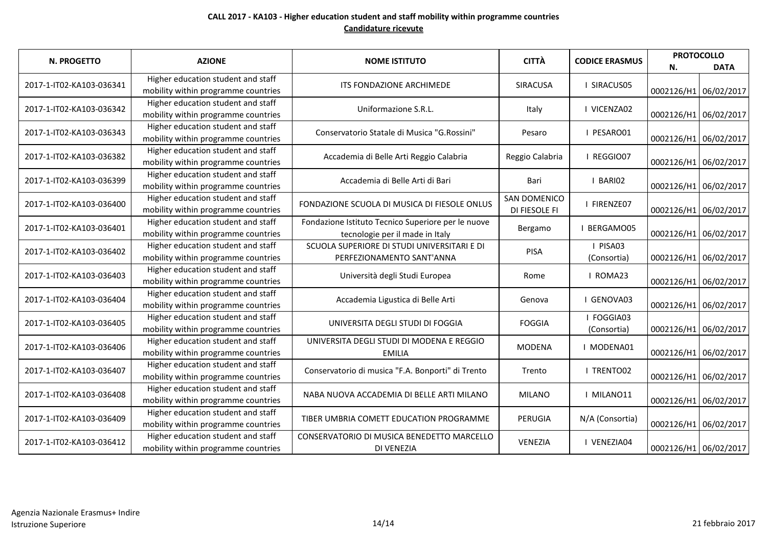**CALL 2017 - KA103 - Higher education student and staff mobility within programme countries**

**Candidature ricevute**

| N. PROGETTO | AZIONE | NOME ISTITUTO | CITTÀ | CODICE ERASMUS | PROTOCOLLO N. | PROTOCOLLO DATA |
|---|---|---|---|---|---|---|
| 2017-1-IT02-KA103-036341 | Higher education student and staff mobility within programme countries | ITS FONDAZIONE ARCHIMEDE | SIRACUSA | I SIRACUS05 | 0002126/H1 | 06/02/2017 |
| 2017-1-IT02-KA103-036342 | Higher education student and staff mobility within programme countries | Uniformazione S.R.L. | Italy | I VICENZA02 | 0002126/H1 | 06/02/2017 |
| 2017-1-IT02-KA103-036343 | Higher education student and staff mobility within programme countries | Conservatorio Statale di Musica "G.Rossini" | Pesaro | I PESARO01 | 0002126/H1 | 06/02/2017 |
| 2017-1-IT02-KA103-036382 | Higher education student and staff mobility within programme countries | Accademia di Belle Arti Reggio Calabria | Reggio Calabria | I REGGIO07 | 0002126/H1 | 06/02/2017 |
| 2017-1-IT02-KA103-036399 | Higher education student and staff mobility within programme countries | Accademia di Belle Arti di Bari | Bari | I BARI02 | 0002126/H1 | 06/02/2017 |
| 2017-1-IT02-KA103-036400 | Higher education student and staff mobility within programme countries | FONDAZIONE SCUOLA DI MUSICA DI FIESOLE ONLUS | SAN DOMENICO DI FIESOLE FI | I FIRENZE07 | 0002126/H1 | 06/02/2017 |
| 2017-1-IT02-KA103-036401 | Higher education student and staff mobility within programme countries | Fondazione Istituto Tecnico Superiore per le nuove tecnologie per il made in Italy | Bergamo | I BERGAMO05 | 0002126/H1 | 06/02/2017 |
| 2017-1-IT02-KA103-036402 | Higher education student and staff mobility within programme countries | SCUOLA SUPERIORE DI STUDI UNIVERSITARI E DI PERFEZIONAMENTO SANT'ANNA | PISA | I PISA03 (Consortia) | 0002126/H1 | 06/02/2017 |
| 2017-1-IT02-KA103-036403 | Higher education student and staff mobility within programme countries | Università degli Studi Europea | Rome | I ROMA23 | 0002126/H1 | 06/02/2017 |
| 2017-1-IT02-KA103-036404 | Higher education student and staff mobility within programme countries | Accademia Ligustica di Belle Arti | Genova | I GENOVA03 | 0002126/H1 | 06/02/2017 |
| 2017-1-IT02-KA103-036405 | Higher education student and staff mobility within programme countries | UNIVERSITA DEGLI STUDI DI FOGGIA | FOGGIA | I FOGGIA03 (Consortia) | 0002126/H1 | 06/02/2017 |
| 2017-1-IT02-KA103-036406 | Higher education student and staff mobility within programme countries | UNIVERSITA DEGLI STUDI DI MODENA E REGGIO EMILIA | MODENA | I MODENA01 | 0002126/H1 | 06/02/2017 |
| 2017-1-IT02-KA103-036407 | Higher education student and staff mobility within programme countries | Conservatorio di musica "F.A. Bonporti" di Trento | Trento | I TRENTO02 | 0002126/H1 | 06/02/2017 |
| 2017-1-IT02-KA103-036408 | Higher education student and staff mobility within programme countries | NABA NUOVA ACCADEMIA DI BELLE ARTI MILANO | MILANO | I MILANO11 | 0002126/H1 | 06/02/2017 |
| 2017-1-IT02-KA103-036409 | Higher education student and staff mobility within programme countries | TIBER UMBRIA COMETT EDUCATION PROGRAMME | PERUGIA | N/A (Consortia) | 0002126/H1 | 06/02/2017 |
| 2017-1-IT02-KA103-036412 | Higher education student and staff mobility within programme countries | CONSERVATORIO DI MUSICA BENEDETTO MARCELLO DI VENEZIA | VENEZIA | I VENEZIA04 | 0002126/H1 | 06/02/2017 |